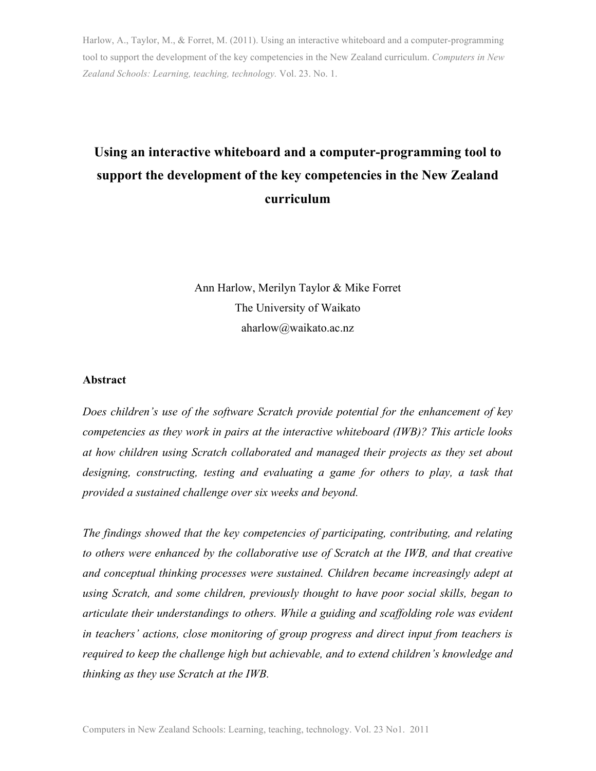Harlow, A., Taylor, M., & Forret, M. (2011). Using an interactive whiteboard and a computer-programming tool to support the development of the key competencies in the New Zealand curriculum. *Computers in New Zealand Schools: Learning, teaching, technology.* Vol. 23. No. 1.

# Using an interactive whiteboard and a computer-programming tool to support the development of the key competencies in the New Zealand curriculum

Ann Harlow, Merilyn Taylor & Mike Forret
The University of Waikato
aharlow@waikato.ac.nz

## Abstract

*Does children's use of the software Scratch provide potential for the enhancement of key competencies as they work in pairs at the interactive whiteboard (IWB)? This article looks at how children using Scratch collaborated and managed their projects as they set about designing, constructing, testing and evaluating a game for others to play, a task that provided a sustained challenge over six weeks and beyond.*

*The findings showed that the key competencies of participating, contributing, and relating to others were enhanced by the collaborative use of Scratch at the IWB, and that creative and conceptual thinking processes were sustained. Children became increasingly adept at using Scratch, and some children, previously thought to have poor social skills, began to articulate their understandings to others. While a guiding and scaffolding role was evident in teachers' actions, close monitoring of group progress and direct input from teachers is required to keep the challenge high but achievable, and to extend children's knowledge and thinking as they use Scratch at the IWB.*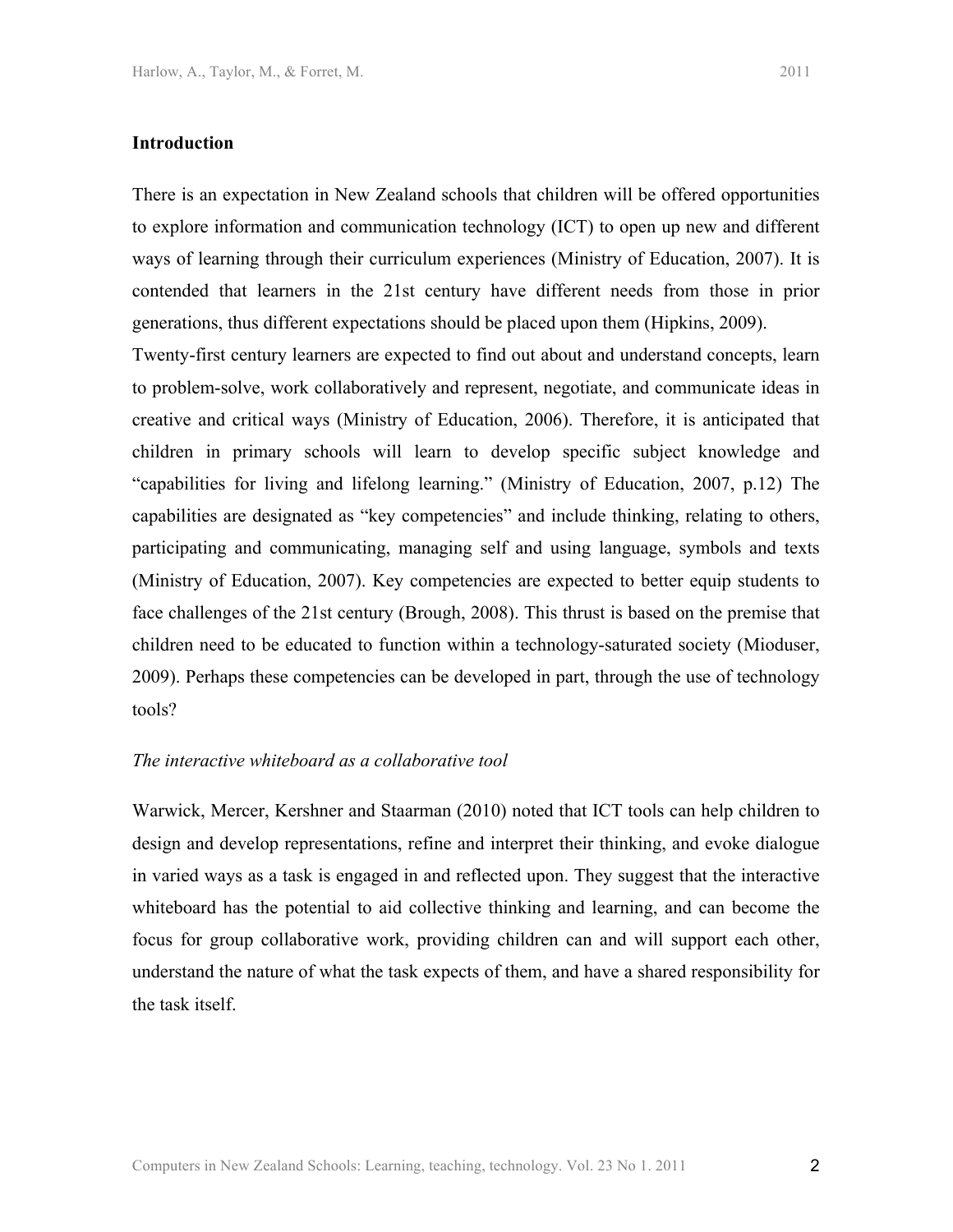## Introduction

There is an expectation in New Zealand schools that children will be offered opportunities to explore information and communication technology (ICT) to open up new and different ways of learning through their curriculum experiences (Ministry of Education, 2007). It is contended that learners in the 21st century have different needs from those in prior generations, thus different expectations should be placed upon them (Hipkins, 2009).

Twenty-first century learners are expected to find out about and understand concepts, learn to problem-solve, work collaboratively and represent, negotiate, and communicate ideas in creative and critical ways (Ministry of Education, 2006). Therefore, it is anticipated that children in primary schools will learn to develop specific subject knowledge and "capabilities for living and lifelong learning." (Ministry of Education, 2007, p.12) The capabilities are designated as "key competencies" and include thinking, relating to others, participating and communicating, managing self and using language, symbols and texts (Ministry of Education, 2007). Key competencies are expected to better equip students to face challenges of the 21st century (Brough, 2008). This thrust is based on the premise that children need to be educated to function within a technology-saturated society (Mioduser, 2009). Perhaps these competencies can be developed in part, through the use of technology tools?

### *The interactive whiteboard as a collaborative tool*

Warwick, Mercer, Kershner and Staarman (2010) noted that ICT tools can help children to design and develop representations, refine and interpret their thinking, and evoke dialogue in varied ways as a task is engaged in and reflected upon. They suggest that the interactive whiteboard has the potential to aid collective thinking and learning, and can become the focus for group collaborative work, providing children can and will support each other, understand the nature of what the task expects of them, and have a shared responsibility for the task itself.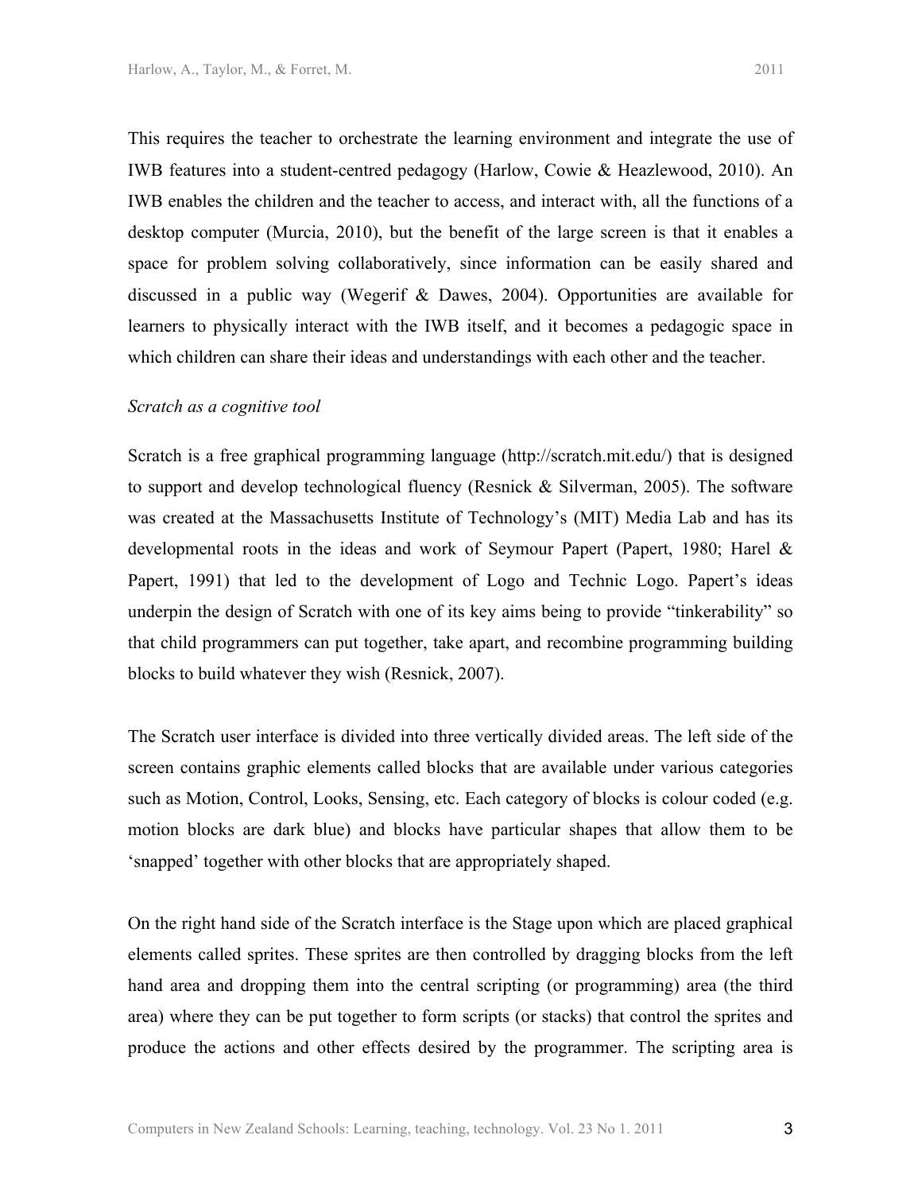This requires the teacher to orchestrate the learning environment and integrate the use of IWB features into a student-centred pedagogy (Harlow, Cowie & Heazlewood, 2010). An IWB enables the children and the teacher to access, and interact with, all the functions of a desktop computer (Murcia, 2010), but the benefit of the large screen is that it enables a space for problem solving collaboratively, since information can be easily shared and discussed in a public way (Wegerif & Dawes, 2004). Opportunities are available for learners to physically interact with the IWB itself, and it becomes a pedagogic space in which children can share their ideas and understandings with each other and the teacher.

*Scratch as a cognitive tool*

Scratch is a free graphical programming language (http://scratch.mit.edu/) that is designed to support and develop technological fluency (Resnick & Silverman, 2005). The software was created at the Massachusetts Institute of Technology's (MIT) Media Lab and has its developmental roots in the ideas and work of Seymour Papert (Papert, 1980; Harel & Papert, 1991) that led to the development of Logo and Technic Logo. Papert's ideas underpin the design of Scratch with one of its key aims being to provide "tinkerability" so that child programmers can put together, take apart, and recombine programming building blocks to build whatever they wish (Resnick, 2007).

The Scratch user interface is divided into three vertically divided areas. The left side of the screen contains graphic elements called blocks that are available under various categories such as Motion, Control, Looks, Sensing, etc. Each category of blocks is colour coded (e.g. motion blocks are dark blue) and blocks have particular shapes that allow them to be 'snapped' together with other blocks that are appropriately shaped.

On the right hand side of the Scratch interface is the Stage upon which are placed graphical elements called sprites. These sprites are then controlled by dragging blocks from the left hand area and dropping them into the central scripting (or programming) area (the third area) where they can be put together to form scripts (or stacks) that control the sprites and produce the actions and other effects desired by the programmer. The scripting area is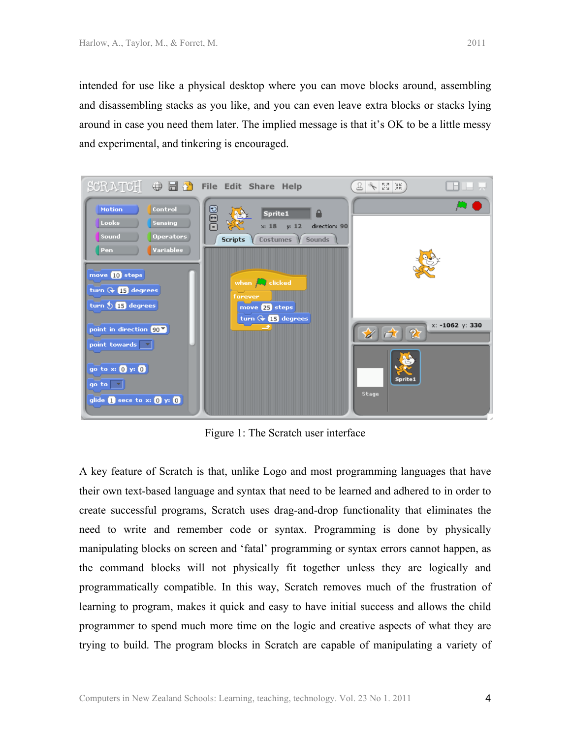intended for use like a physical desktop where you can move blocks around, assembling and disassembling stacks as you like, and you can even leave extra blocks or stacks lying around in case you need them later. The implied message is that it's OK to be a little messy and experimental, and tinkering is encouraged.

Figure 1: The Scratch user interface

A key feature of Scratch is that, unlike Logo and most programming languages that have their own text-based language and syntax that need to be learned and adhered to in order to create successful programs, Scratch uses drag-and-drop functionality that eliminates the need to write and remember code or syntax. Programming is done by physically manipulating blocks on screen and 'fatal' programming or syntax errors cannot happen, as the command blocks will not physically fit together unless they are logically and programmatically compatible. In this way, Scratch removes much of the frustration of learning to program, makes it quick and easy to have initial success and allows the child programmer to spend much more time on the logic and creative aspects of what they are trying to build. The program blocks in Scratch are capable of manipulating a variety of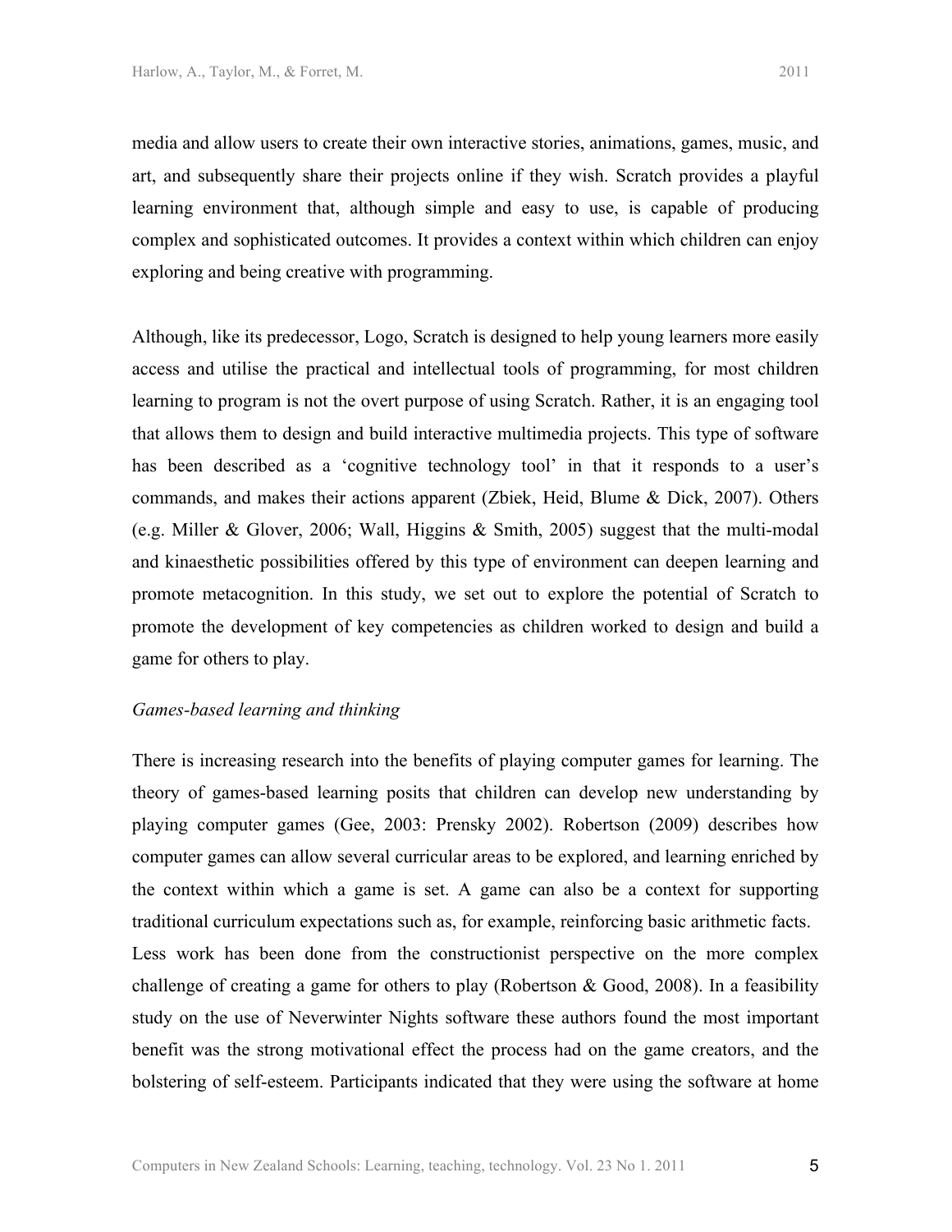media and allow users to create their own interactive stories, animations, games, music, and art, and subsequently share their projects online if they wish. Scratch provides a playful learning environment that, although simple and easy to use, is capable of producing complex and sophisticated outcomes. It provides a context within which children can enjoy exploring and being creative with programming.

Although, like its predecessor, Logo, Scratch is designed to help young learners more easily access and utilise the practical and intellectual tools of programming, for most children learning to program is not the overt purpose of using Scratch. Rather, it is an engaging tool that allows them to design and build interactive multimedia projects. This type of software has been described as a 'cognitive technology tool' in that it responds to a user's commands, and makes their actions apparent (Zbiek, Heid, Blume & Dick, 2007). Others (e.g. Miller & Glover, 2006; Wall, Higgins & Smith, 2005) suggest that the multi-modal and kinaesthetic possibilities offered by this type of environment can deepen learning and promote metacognition. In this study, we set out to explore the potential of Scratch to promote the development of key competencies as children worked to design and build a game for others to play.

*Games-based learning and thinking*

There is increasing research into the benefits of playing computer games for learning. The theory of games-based learning posits that children can develop new understanding by playing computer games (Gee, 2003: Prensky 2002). Robertson (2009) describes how computer games can allow several curricular areas to be explored, and learning enriched by the context within which a game is set. A game can also be a context for supporting traditional curriculum expectations such as, for example, reinforcing basic arithmetic facts.
Less work has been done from the constructionist perspective on the more complex challenge of creating a game for others to play (Robertson & Good, 2008). In a feasibility study on the use of Neverwinter Nights software these authors found the most important benefit was the strong motivational effect the process had on the game creators, and the bolstering of self-esteem. Participants indicated that they were using the software at home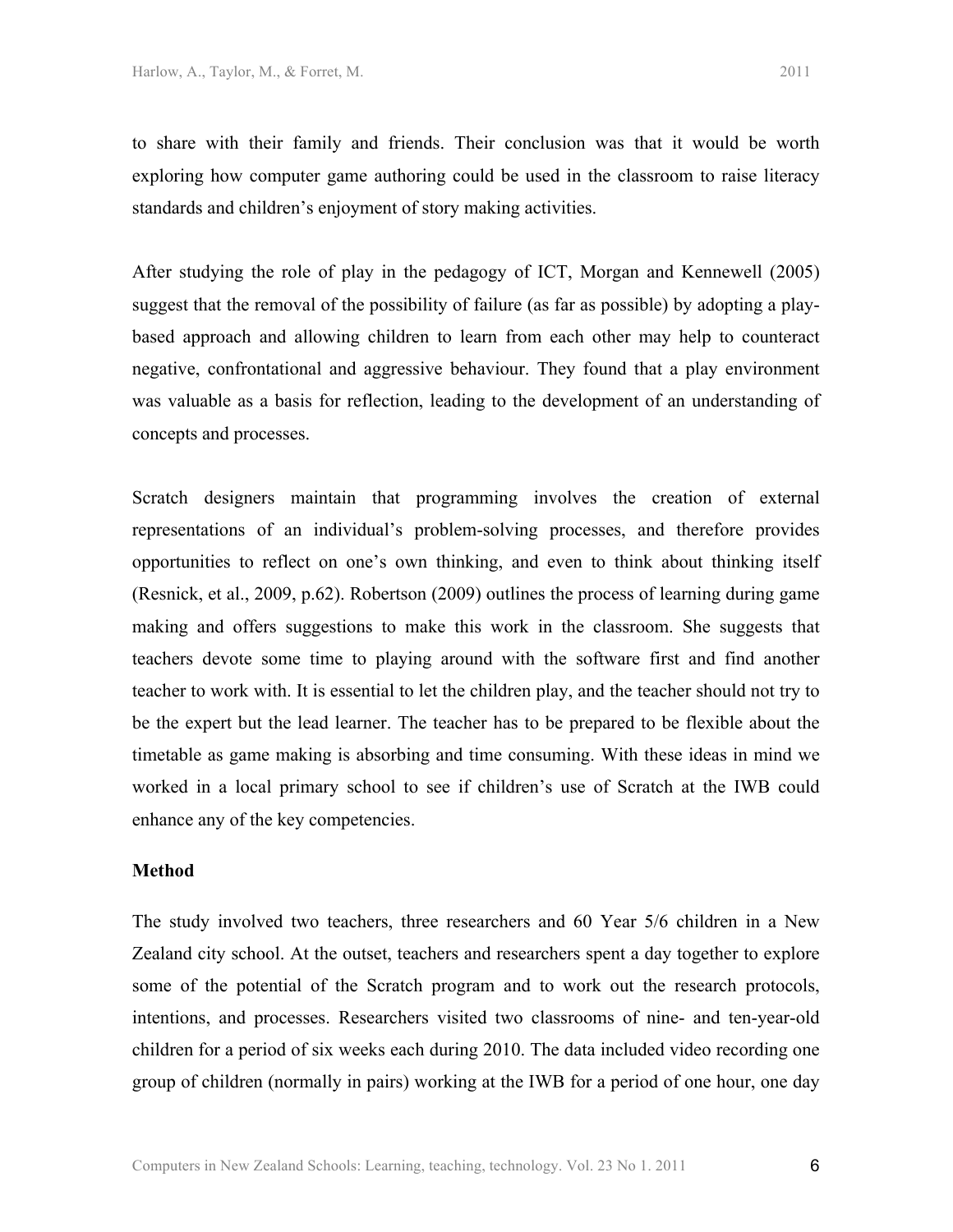to share with their family and friends. Their conclusion was that it would be worth exploring how computer game authoring could be used in the classroom to raise literacy standards and children's enjoyment of story making activities.

After studying the role of play in the pedagogy of ICT, Morgan and Kennewell (2005) suggest that the removal of the possibility of failure (as far as possible) by adopting a play-based approach and allowing children to learn from each other may help to counteract negative, confrontational and aggressive behaviour. They found that a play environment was valuable as a basis for reflection, leading to the development of an understanding of concepts and processes.

Scratch designers maintain that programming involves the creation of external representations of an individual's problem-solving processes, and therefore provides opportunities to reflect on one's own thinking, and even to think about thinking itself (Resnick, et al., 2009, p.62). Robertson (2009) outlines the process of learning during game making and offers suggestions to make this work in the classroom. She suggests that teachers devote some time to playing around with the software first and find another teacher to work with. It is essential to let the children play, and the teacher should not try to be the expert but the lead learner. The teacher has to be prepared to be flexible about the timetable as game making is absorbing and time consuming. With these ideas in mind we worked in a local primary school to see if children's use of Scratch at the IWB could enhance any of the key competencies.

**Method**

The study involved two teachers, three researchers and 60 Year 5/6 children in a New Zealand city school. At the outset, teachers and researchers spent a day together to explore some of the potential of the Scratch program and to work out the research protocols, intentions, and processes. Researchers visited two classrooms of nine- and ten-year-old children for a period of six weeks each during 2010. The data included video recording one group of children (normally in pairs) working at the IWB for a period of one hour, one day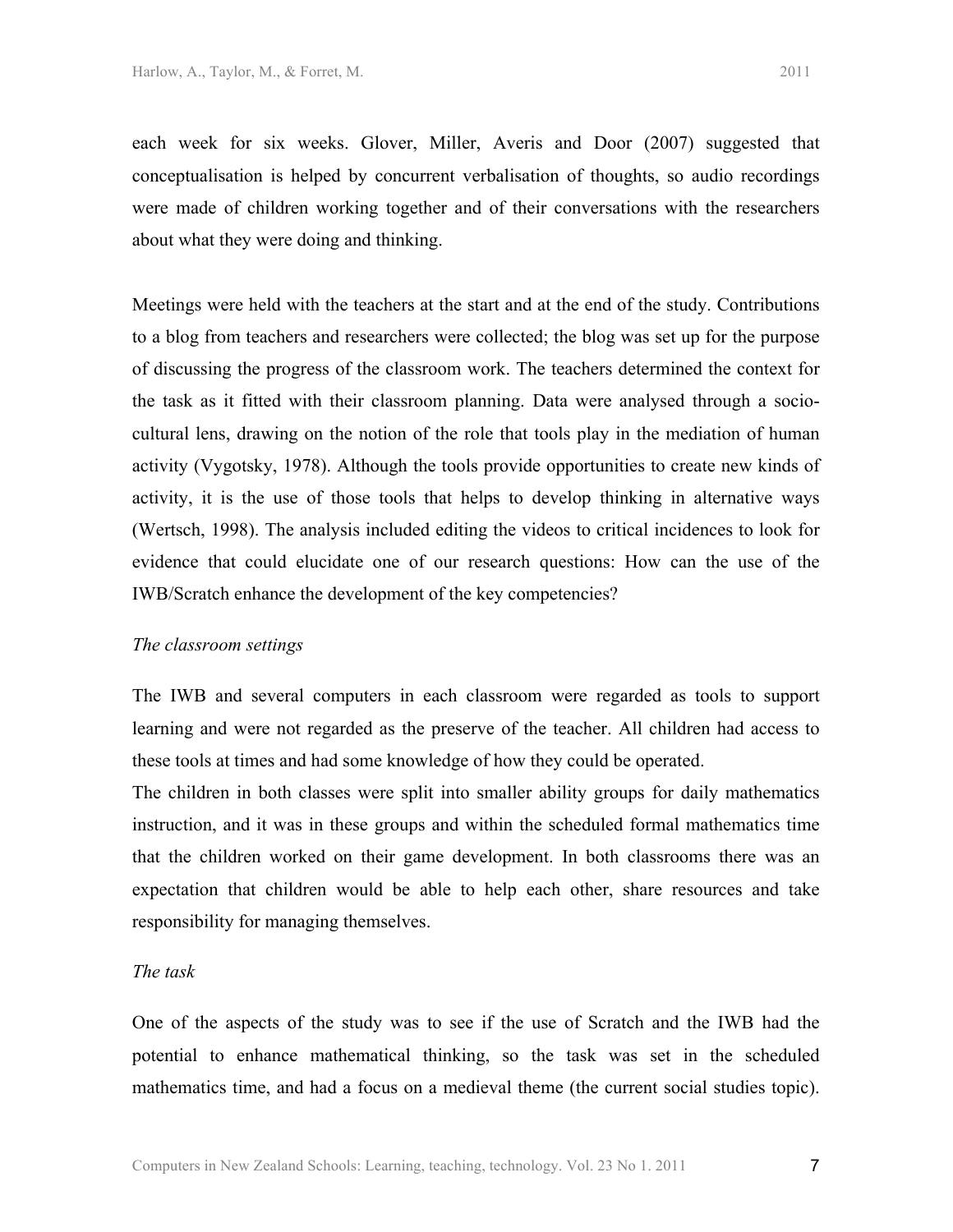each week for six weeks. Glover, Miller, Averis and Door (2007) suggested that conceptualisation is helped by concurrent verbalisation of thoughts, so audio recordings were made of children working together and of their conversations with the researchers about what they were doing and thinking.

Meetings were held with the teachers at the start and at the end of the study. Contributions to a blog from teachers and researchers were collected; the blog was set up for the purpose of discussing the progress of the classroom work. The teachers determined the context for the task as it fitted with their classroom planning. Data were analysed through a socio-cultural lens, drawing on the notion of the role that tools play in the mediation of human activity (Vygotsky, 1978). Although the tools provide opportunities to create new kinds of activity, it is the use of those tools that helps to develop thinking in alternative ways (Wertsch, 1998). The analysis included editing the videos to critical incidences to look for evidence that could elucidate one of our research questions: How can the use of the IWB/Scratch enhance the development of the key competencies?

*The classroom settings*

The IWB and several computers in each classroom were regarded as tools to support learning and were not regarded as the preserve of the teacher. All children had access to these tools at times and had some knowledge of how they could be operated.

The children in both classes were split into smaller ability groups for daily mathematics instruction, and it was in these groups and within the scheduled formal mathematics time that the children worked on their game development. In both classrooms there was an expectation that children would be able to help each other, share resources and take responsibility for managing themselves.

*The task*

One of the aspects of the study was to see if the use of Scratch and the IWB had the potential to enhance mathematical thinking, so the task was set in the scheduled mathematics time, and had a focus on a medieval theme (the current social studies topic).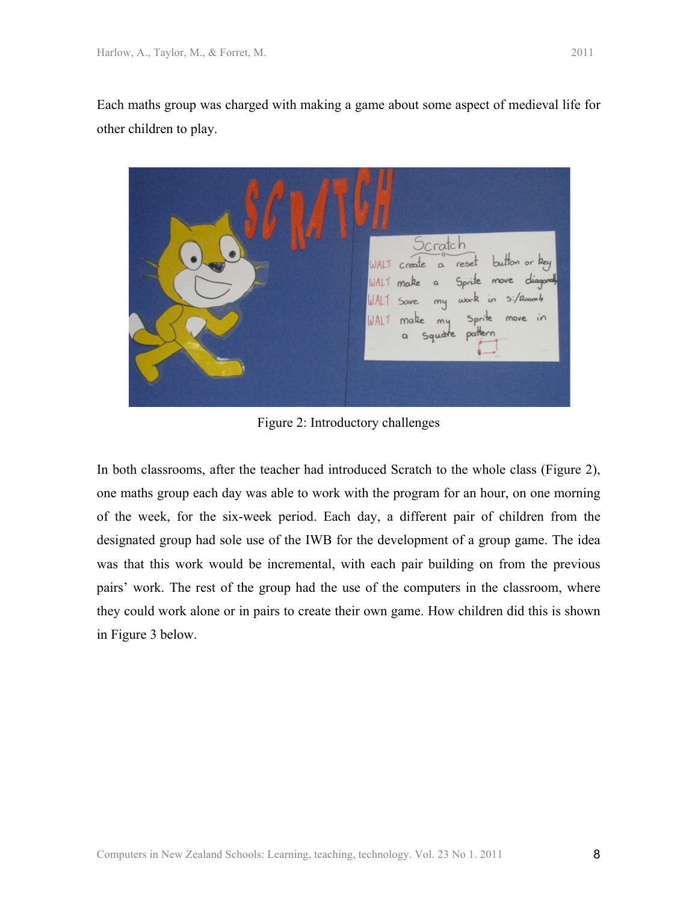Each maths group was charged with making a game about some aspect of medieval life for other children to play.

Figure 2: Introductory challenges

In both classrooms, after the teacher had introduced Scratch to the whole class (Figure 2), one maths group each day was able to work with the program for an hour, on one morning of the week, for the six-week period. Each day, a different pair of children from the designated group had sole use of the IWB for the development of a group game. The idea was that this work would be incremental, with each pair building on from the previous pairs' work. The rest of the group had the use of the computers in the classroom, where they could work alone or in pairs to create their own game. How children did this is shown in Figure 3 below.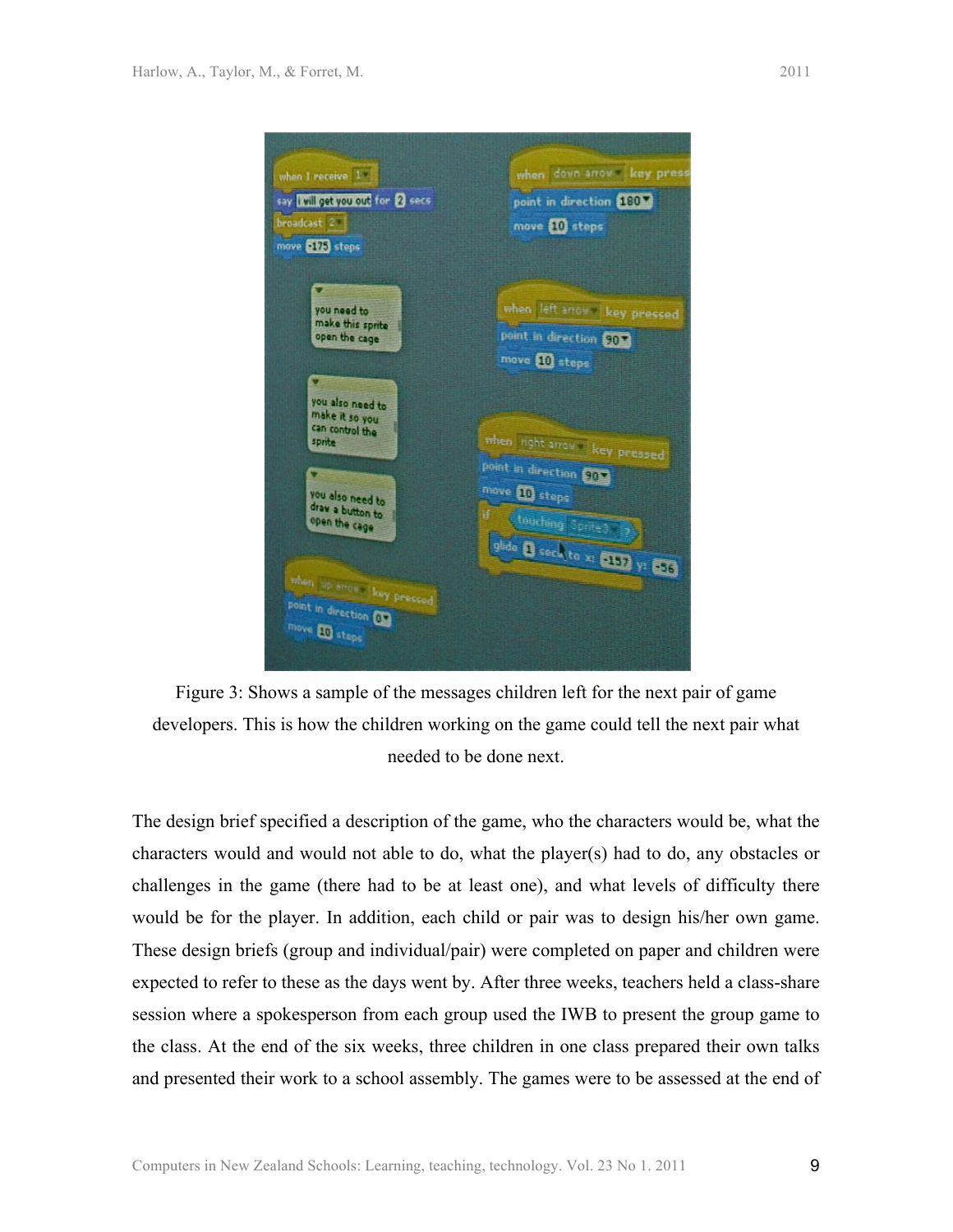Figure 3: Shows a sample of the messages children left for the next pair of game developers. This is how the children working on the game could tell the next pair what needed to be done next.

The design brief specified a description of the game, who the characters would be, what the characters would and would not able to do, what the player(s) had to do, any obstacles or challenges in the game (there had to be at least one), and what levels of difficulty there would be for the player. In addition, each child or pair was to design his/her own game. These design briefs (group and individual/pair) were completed on paper and children were expected to refer to these as the days went by. After three weeks, teachers held a class-share session where a spokesperson from each group used the IWB to present the group game to the class. At the end of the six weeks, three children in one class prepared their own talks and presented their work to a school assembly. The games were to be assessed at the end of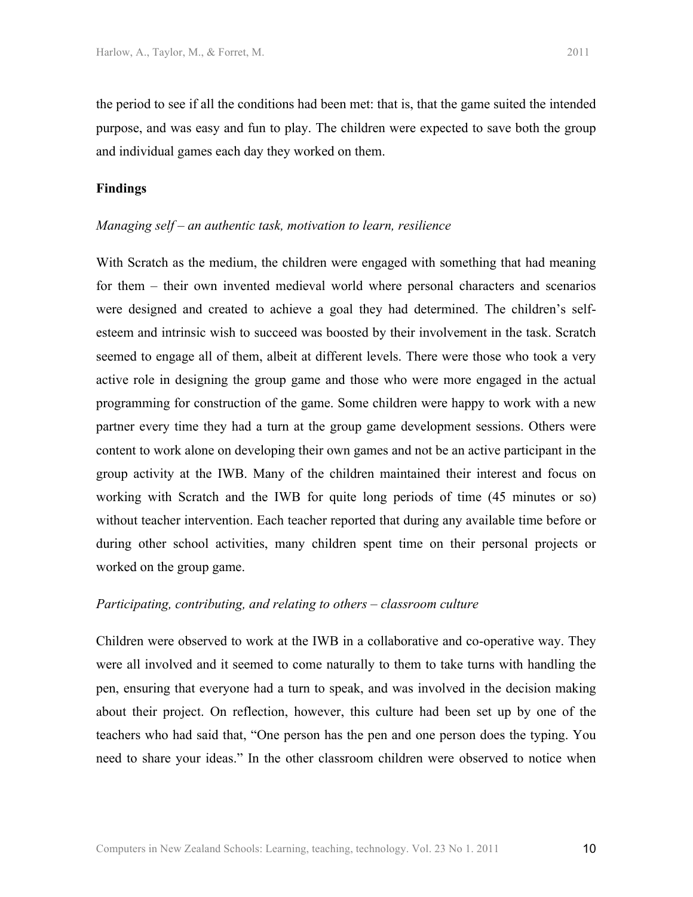the period to see if all the conditions had been met: that is, that the game suited the intended purpose, and was easy and fun to play. The children were expected to save both the group and individual games each day they worked on them.

## Findings

### *Managing self – an authentic task, motivation to learn, resilience*

With Scratch as the medium, the children were engaged with something that had meaning for them – their own invented medieval world where personal characters and scenarios were designed and created to achieve a goal they had determined. The children's self-esteem and intrinsic wish to succeed was boosted by their involvement in the task. Scratch seemed to engage all of them, albeit at different levels. There were those who took a very active role in designing the group game and those who were more engaged in the actual programming for construction of the game. Some children were happy to work with a new partner every time they had a turn at the group game development sessions. Others were content to work alone on developing their own games and not be an active participant in the group activity at the IWB. Many of the children maintained their interest and focus on working with Scratch and the IWB for quite long periods of time (45 minutes or so) without teacher intervention. Each teacher reported that during any available time before or during other school activities, many children spent time on their personal projects or worked on the group game.

### *Participating, contributing, and relating to others – classroom culture*

Children were observed to work at the IWB in a collaborative and co-operative way. They were all involved and it seemed to come naturally to them to take turns with handling the pen, ensuring that everyone had a turn to speak, and was involved in the decision making about their project. On reflection, however, this culture had been set up by one of the teachers who had said that, "One person has the pen and one person does the typing. You need to share your ideas." In the other classroom children were observed to notice when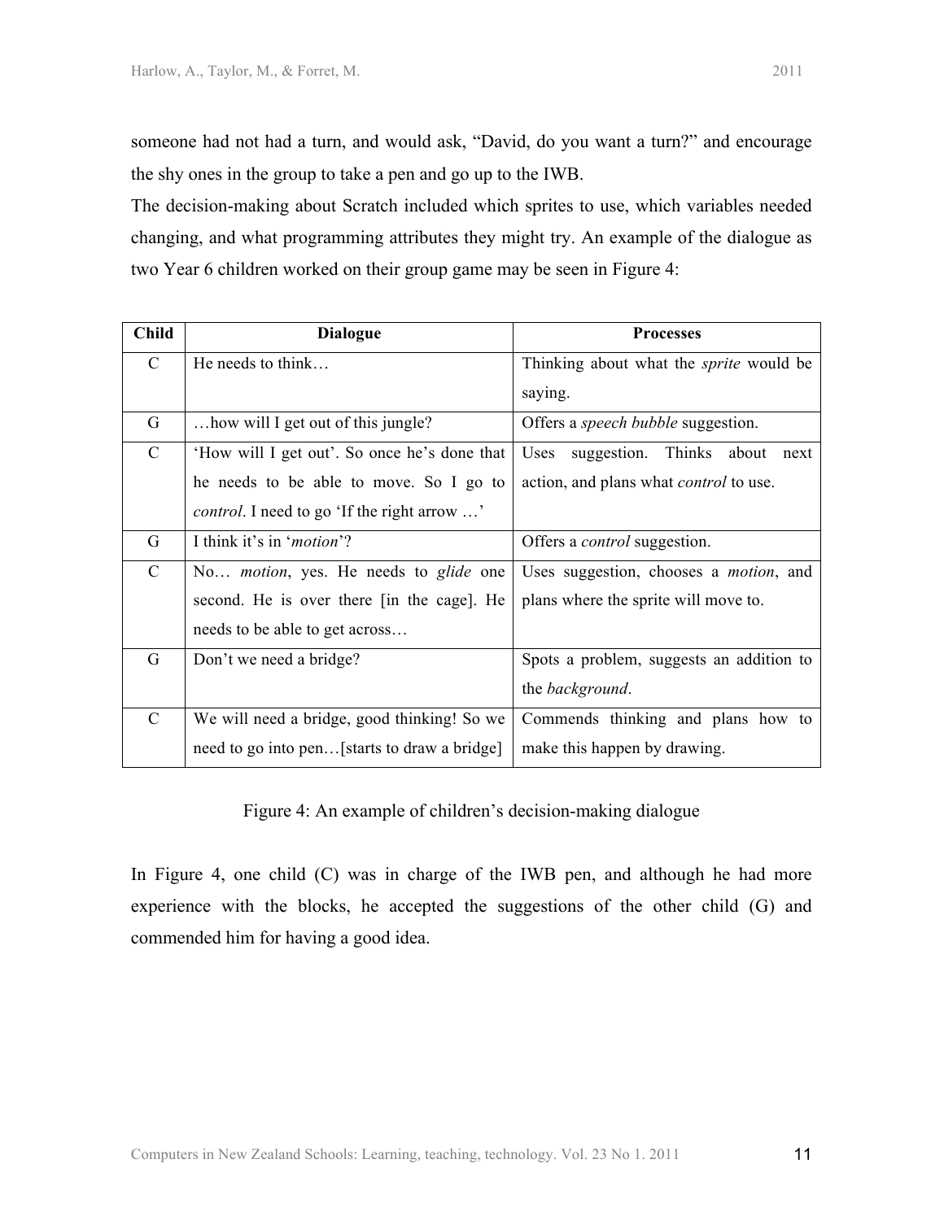someone had not had a turn, and would ask, "David, do you want a turn?" and encourage the shy ones in the group to take a pen and go up to the IWB.

The decision-making about Scratch included which sprites to use, which variables needed changing, and what programming attributes they might try. An example of the dialogue as two Year 6 children worked on their group game may be seen in Figure 4:

| Child | Dialogue | Processes |
|---|---|---|
| C | He needs to think… | Thinking about what the *sprite* would be saying. |
| G | …how will I get out of this jungle? | Offers a *speech bubble* suggestion. |
| C | 'How will I get out'. So once he's done that he needs to be able to move. So I go to *control*. I need to go 'If the right arrow …' | Uses suggestion. Thinks about next action, and plans what *control* to use. |
| G | I think it's in '*motion*'? | Offers a *control* suggestion. |
| C | No… *motion*, yes. He needs to *glide* one second. He is over there [in the cage]. He needs to be able to get across… | Uses suggestion, chooses a *motion*, and plans where the sprite will move to. |
| G | Don't we need a bridge? | Spots a problem, suggests an addition to the *background*. |
| C | We will need a bridge, good thinking! So we need to go into pen…[starts to draw a bridge] | Commends thinking and plans how to make this happen by drawing. |

Figure 4: An example of children's decision-making dialogue

In Figure 4, one child (C) was in charge of the IWB pen, and although he had more experience with the blocks, he accepted the suggestions of the other child (G) and commended him for having a good idea.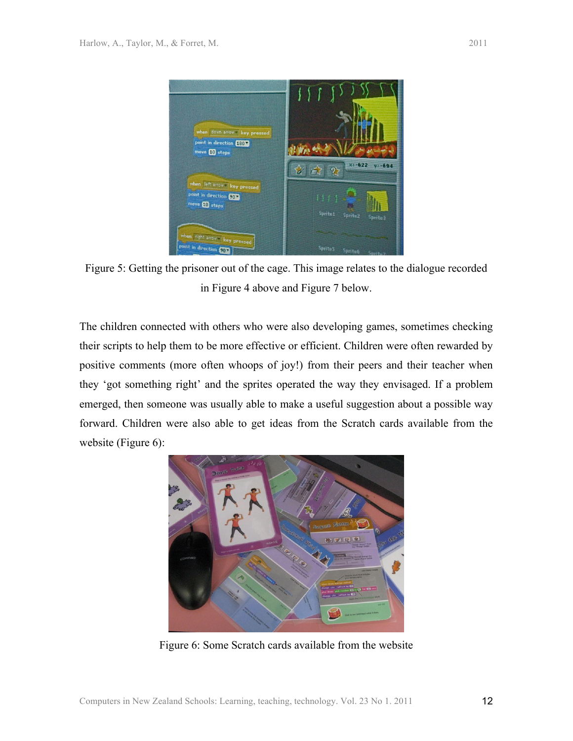Figure 5: Getting the prisoner out of the cage. This image relates to the dialogue recorded in Figure 4 above and Figure 7 below.

The children connected with others who were also developing games, sometimes checking their scripts to help them to be more effective or efficient. Children were often rewarded by positive comments (more often whoops of joy!) from their peers and their teacher when they 'got something right' and the sprites operated the way they envisaged. If a problem emerged, then someone was usually able to make a useful suggestion about a possible way forward. Children were also able to get ideas from the Scratch cards available from the website (Figure 6):

Figure 6: Some Scratch cards available from the website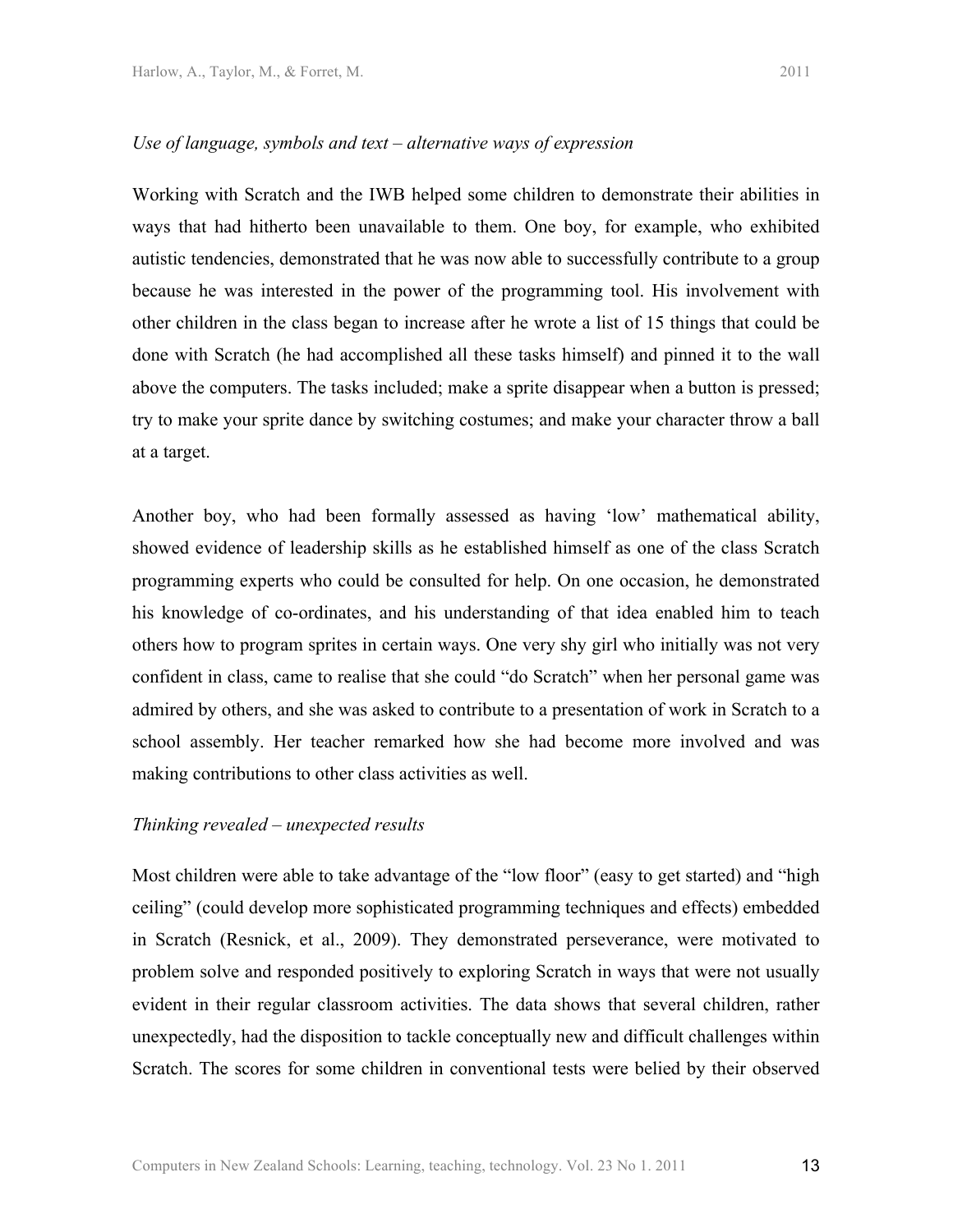*Use of language, symbols and text – alternative ways of expression*

Working with Scratch and the IWB helped some children to demonstrate their abilities in ways that had hitherto been unavailable to them. One boy, for example, who exhibited autistic tendencies, demonstrated that he was now able to successfully contribute to a group because he was interested in the power of the programming tool. His involvement with other children in the class began to increase after he wrote a list of 15 things that could be done with Scratch (he had accomplished all these tasks himself) and pinned it to the wall above the computers. The tasks included; make a sprite disappear when a button is pressed; try to make your sprite dance by switching costumes; and make your character throw a ball at a target.

Another boy, who had been formally assessed as having 'low' mathematical ability, showed evidence of leadership skills as he established himself as one of the class Scratch programming experts who could be consulted for help. On one occasion, he demonstrated his knowledge of co-ordinates, and his understanding of that idea enabled him to teach others how to program sprites in certain ways. One very shy girl who initially was not very confident in class, came to realise that she could "do Scratch" when her personal game was admired by others, and she was asked to contribute to a presentation of work in Scratch to a school assembly. Her teacher remarked how she had become more involved and was making contributions to other class activities as well.

*Thinking revealed – unexpected results*

Most children were able to take advantage of the "low floor" (easy to get started) and "high ceiling" (could develop more sophisticated programming techniques and effects) embedded in Scratch (Resnick, et al., 2009). They demonstrated perseverance, were motivated to problem solve and responded positively to exploring Scratch in ways that were not usually evident in their regular classroom activities. The data shows that several children, rather unexpectedly, had the disposition to tackle conceptually new and difficult challenges within Scratch. The scores for some children in conventional tests were belied by their observed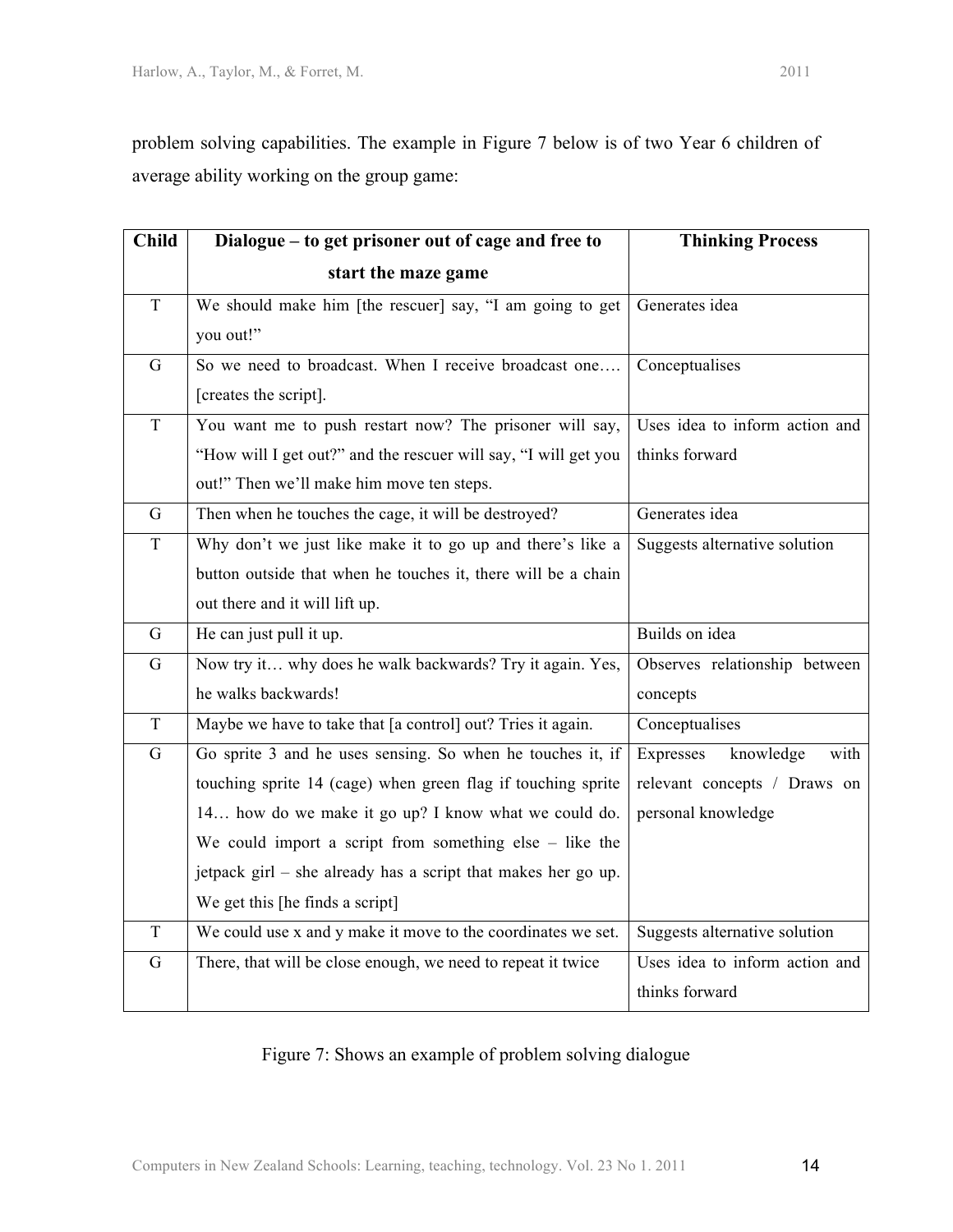problem solving capabilities. The example in Figure 7 below is of two Year 6 children of average ability working on the group game:

| Child | Dialogue – to get prisoner out of cage and free to start the maze game | Thinking Process |
|---|---|---|
| T | We should make him [the rescuer] say, "I am going to get you out!" | Generates idea |
| G | So we need to broadcast. When I receive broadcast one…. [creates the script]. | Conceptualises |
| T | You want me to push restart now? The prisoner will say, "How will I get out?" and the rescuer will say, "I will get you out!" Then we'll make him move ten steps. | Uses idea to inform action and thinks forward |
| G | Then when he touches the cage, it will be destroyed? | Generates idea |
| T | Why don't we just like make it to go up and there's like a button outside that when he touches it, there will be a chain out there and it will lift up. | Suggests alternative solution |
| G | He can just pull it up. | Builds on idea |
| G | Now try it… why does he walk backwards? Try it again. Yes, he walks backwards! | Observes relationship between concepts |
| T | Maybe we have to take that [a control] out? Tries it again. | Conceptualises |
| G | Go sprite 3 and he uses sensing. So when he touches it, if touching sprite 14 (cage) when green flag if touching sprite 14… how do we make it go up? I know what we could do. We could import a script from something else – like the jetpack girl – she already has a script that makes her go up. We get this [he finds a script] | Expresses knowledge with relevant concepts / Draws on personal knowledge |
| T | We could use x and y make it move to the coordinates we set. | Suggests alternative solution |
| G | There, that will be close enough, we need to repeat it twice | Uses idea to inform action and thinks forward |

Figure 7: Shows an example of problem solving dialogue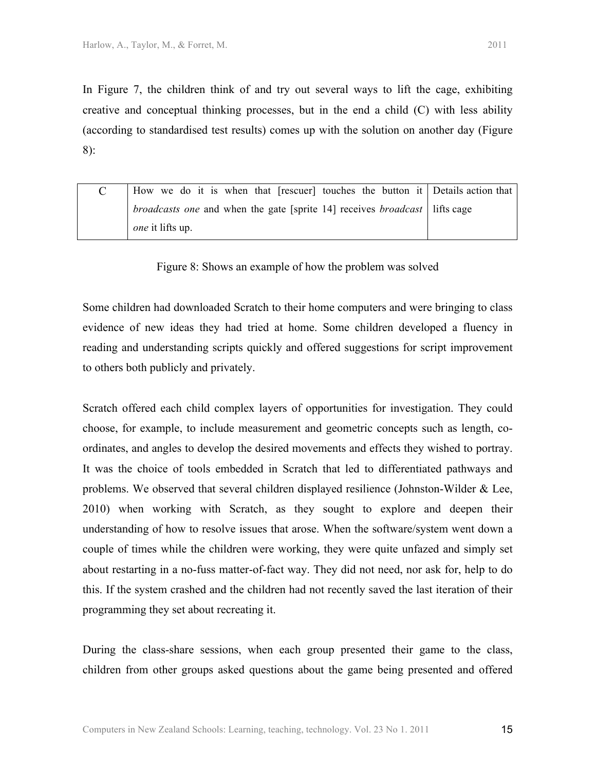In Figure 7, the children think of and try out several ways to lift the cage, exhibiting creative and conceptual thinking processes, but in the end a child (C) with less ability (according to standardised test results) comes up with the solution on another day (Figure 8):

| | | |
|---|---|---|
| C | How we do it is when that [rescuer] touches the button it *broadcasts one* and when the gate [sprite 14] receives *broadcast one* it lifts up. | Details action that lifts cage |

Figure 8: Shows an example of how the problem was solved

Some children had downloaded Scratch to their home computers and were bringing to class evidence of new ideas they had tried at home. Some children developed a fluency in reading and understanding scripts quickly and offered suggestions for script improvement to others both publicly and privately.

Scratch offered each child complex layers of opportunities for investigation. They could choose, for example, to include measurement and geometric concepts such as length, co-ordinates, and angles to develop the desired movements and effects they wished to portray. It was the choice of tools embedded in Scratch that led to differentiated pathways and problems. We observed that several children displayed resilience (Johnston-Wilder & Lee, 2010) when working with Scratch, as they sought to explore and deepen their understanding of how to resolve issues that arose. When the software/system went down a couple of times while the children were working, they were quite unfazed and simply set about restarting in a no-fuss matter-of-fact way. They did not need, nor ask for, help to do this. If the system crashed and the children had not recently saved the last iteration of their programming they set about recreating it.

During the class-share sessions, when each group presented their game to the class, children from other groups asked questions about the game being presented and offered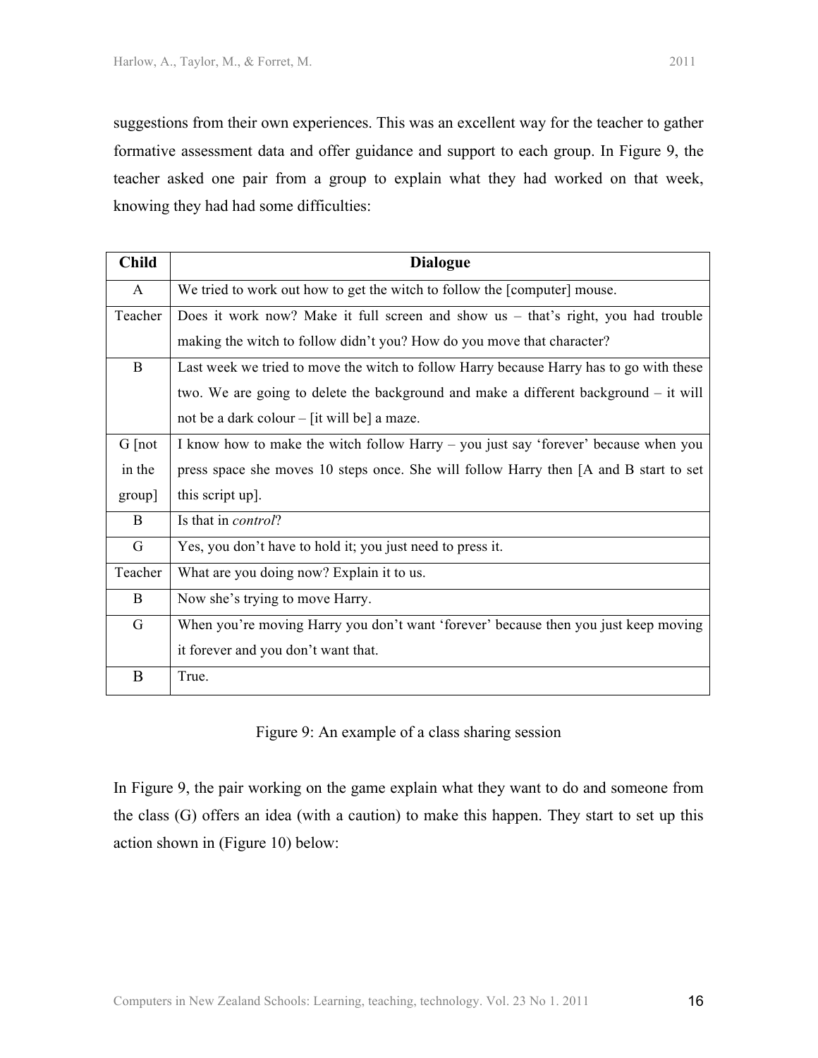suggestions from their own experiences. This was an excellent way for the teacher to gather formative assessment data and offer guidance and support to each group. In Figure 9, the teacher asked one pair from a group to explain what they had worked on that week, knowing they had had some difficulties:

| Child | Dialogue |
|---|---|
| A | We tried to work out how to get the witch to follow the [computer] mouse. |
| Teacher | Does it work now? Make it full screen and show us – that's right, you had trouble making the witch to follow didn't you? How do you move that character? |
| B | Last week we tried to move the witch to follow Harry because Harry has to go with these two. We are going to delete the background and make a different background – it will not be a dark colour – [it will be] a maze. |
| G [not in the group] | I know how to make the witch follow Harry – you just say 'forever' because when you press space she moves 10 steps once. She will follow Harry then [A and B start to set this script up]. |
| B | Is that in *control*? |
| G | Yes, you don't have to hold it; you just need to press it. |
| Teacher | What are you doing now? Explain it to us. |
| B | Now she's trying to move Harry. |
| G | When you're moving Harry you don't want 'forever' because then you just keep moving it forever and you don't want that. |
| B | True. |

Figure 9: An example of a class sharing session

In Figure 9, the pair working on the game explain what they want to do and someone from the class (G) offers an idea (with a caution) to make this happen. They start to set up this action shown in (Figure 10) below: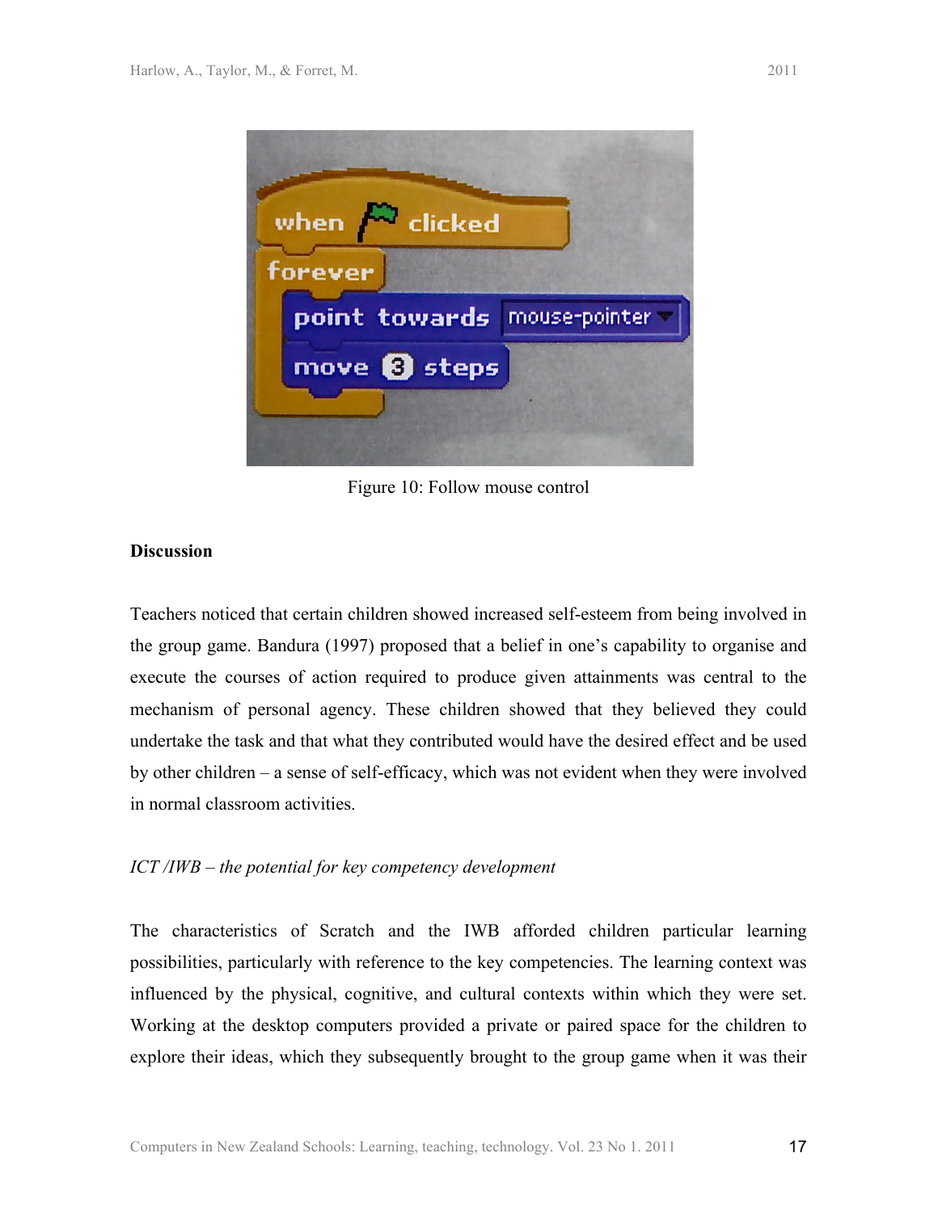Figure 10: Follow mouse control

**Discussion**

Teachers noticed that certain children showed increased self-esteem from being involved in the group game. Bandura (1997) proposed that a belief in one's capability to organise and execute the courses of action required to produce given attainments was central to the mechanism of personal agency. These children showed that they believed they could undertake the task and that what they contributed would have the desired effect and be used by other children – a sense of self-efficacy, which was not evident when they were involved in normal classroom activities.

*ICT /IWB – the potential for key competency development*

The characteristics of Scratch and the IWB afforded children particular learning possibilities, particularly with reference to the key competencies. The learning context was influenced by the physical, cognitive, and cultural contexts within which they were set. Working at the desktop computers provided a private or paired space for the children to explore their ideas, which they subsequently brought to the group game when it was their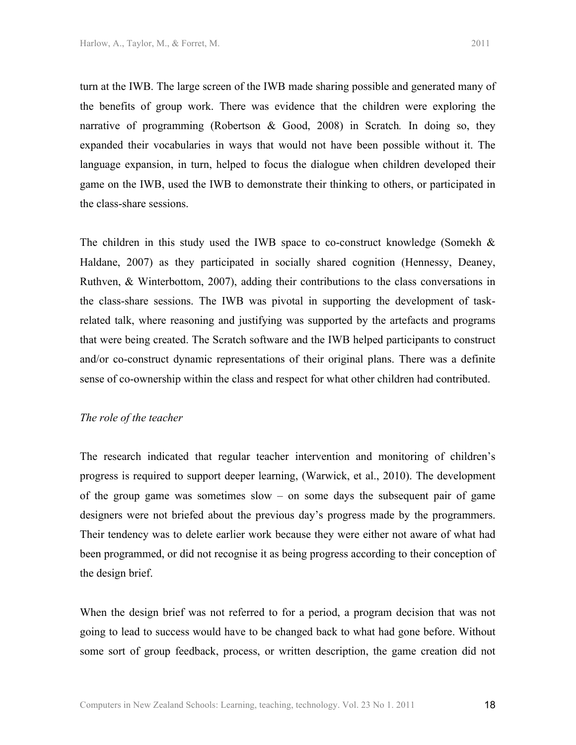turn at the IWB. The large screen of the IWB made sharing possible and generated many of the benefits of group work. There was evidence that the children were exploring the narrative of programming (Robertson & Good, 2008) in Scratch*.* In doing so, they expanded their vocabularies in ways that would not have been possible without it. The language expansion, in turn, helped to focus the dialogue when children developed their game on the IWB, used the IWB to demonstrate their thinking to others, or participated in the class-share sessions.

The children in this study used the IWB space to co-construct knowledge (Somekh & Haldane, 2007) as they participated in socially shared cognition (Hennessy, Deaney, Ruthven, & Winterbottom, 2007), adding their contributions to the class conversations in the class-share sessions. The IWB was pivotal in supporting the development of task-related talk, where reasoning and justifying was supported by the artefacts and programs that were being created. The Scratch software and the IWB helped participants to construct and/or co-construct dynamic representations of their original plans. There was a definite sense of co-ownership within the class and respect for what other children had contributed.

*The role of the teacher*

The research indicated that regular teacher intervention and monitoring of children's progress is required to support deeper learning, (Warwick, et al., 2010). The development of the group game was sometimes slow – on some days the subsequent pair of game designers were not briefed about the previous day's progress made by the programmers. Their tendency was to delete earlier work because they were either not aware of what had been programmed, or did not recognise it as being progress according to their conception of the design brief.

When the design brief was not referred to for a period, a program decision that was not going to lead to success would have to be changed back to what had gone before. Without some sort of group feedback, process, or written description, the game creation did not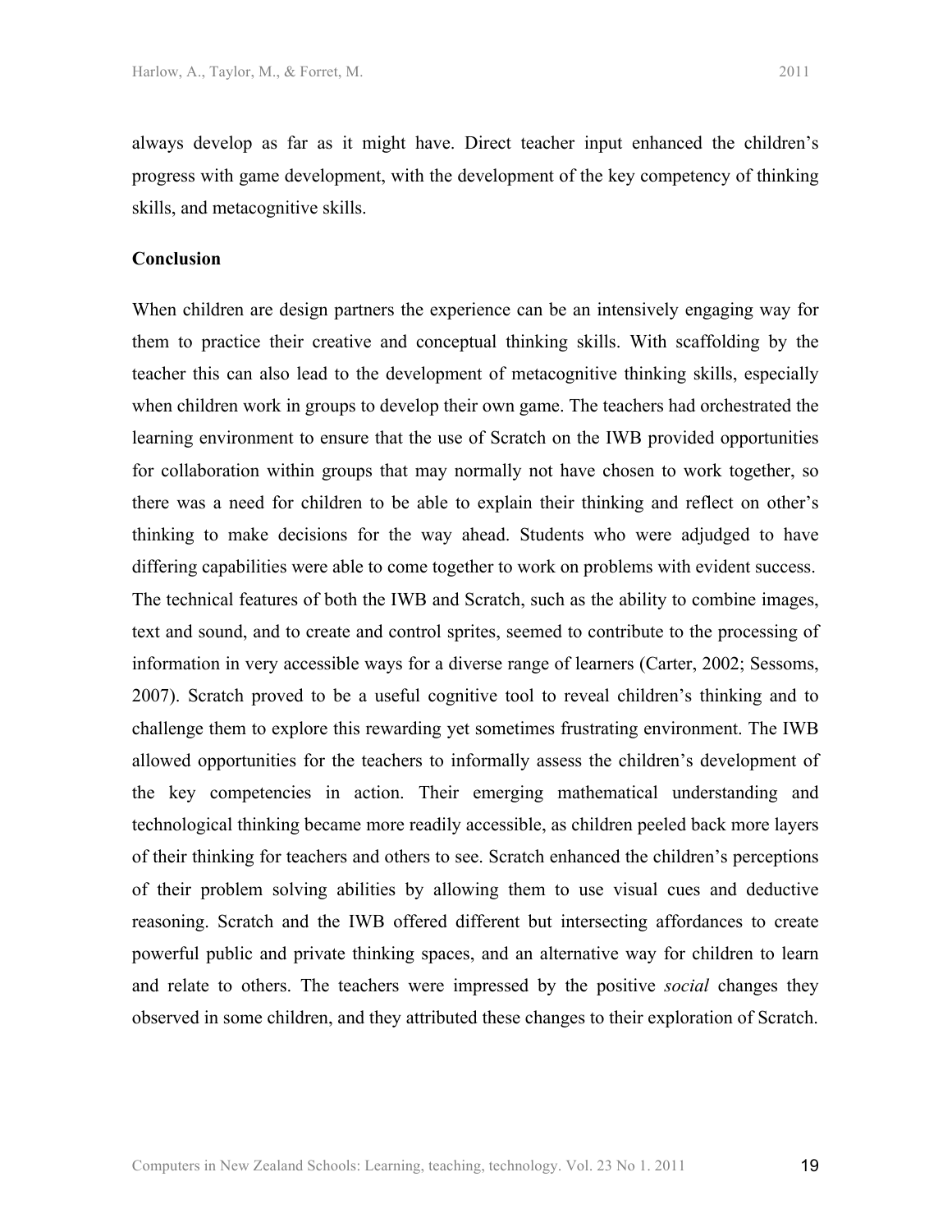always develop as far as it might have. Direct teacher input enhanced the children's progress with game development, with the development of the key competency of thinking skills, and metacognitive skills.

## Conclusion

When children are design partners the experience can be an intensively engaging way for them to practice their creative and conceptual thinking skills. With scaffolding by the teacher this can also lead to the development of metacognitive thinking skills, especially when children work in groups to develop their own game. The teachers had orchestrated the learning environment to ensure that the use of Scratch on the IWB provided opportunities for collaboration within groups that may normally not have chosen to work together, so there was a need for children to be able to explain their thinking and reflect on other's thinking to make decisions for the way ahead. Students who were adjudged to have differing capabilities were able to come together to work on problems with evident success. The technical features of both the IWB and Scratch, such as the ability to combine images, text and sound, and to create and control sprites, seemed to contribute to the processing of information in very accessible ways for a diverse range of learners (Carter, 2002; Sessoms, 2007). Scratch proved to be a useful cognitive tool to reveal children's thinking and to challenge them to explore this rewarding yet sometimes frustrating environment. The IWB allowed opportunities for the teachers to informally assess the children's development of the key competencies in action. Their emerging mathematical understanding and technological thinking became more readily accessible, as children peeled back more layers of their thinking for teachers and others to see. Scratch enhanced the children's perceptions of their problem solving abilities by allowing them to use visual cues and deductive reasoning. Scratch and the IWB offered different but intersecting affordances to create powerful public and private thinking spaces, and an alternative way for children to learn and relate to others. The teachers were impressed by the positive *social* changes they observed in some children, and they attributed these changes to their exploration of Scratch.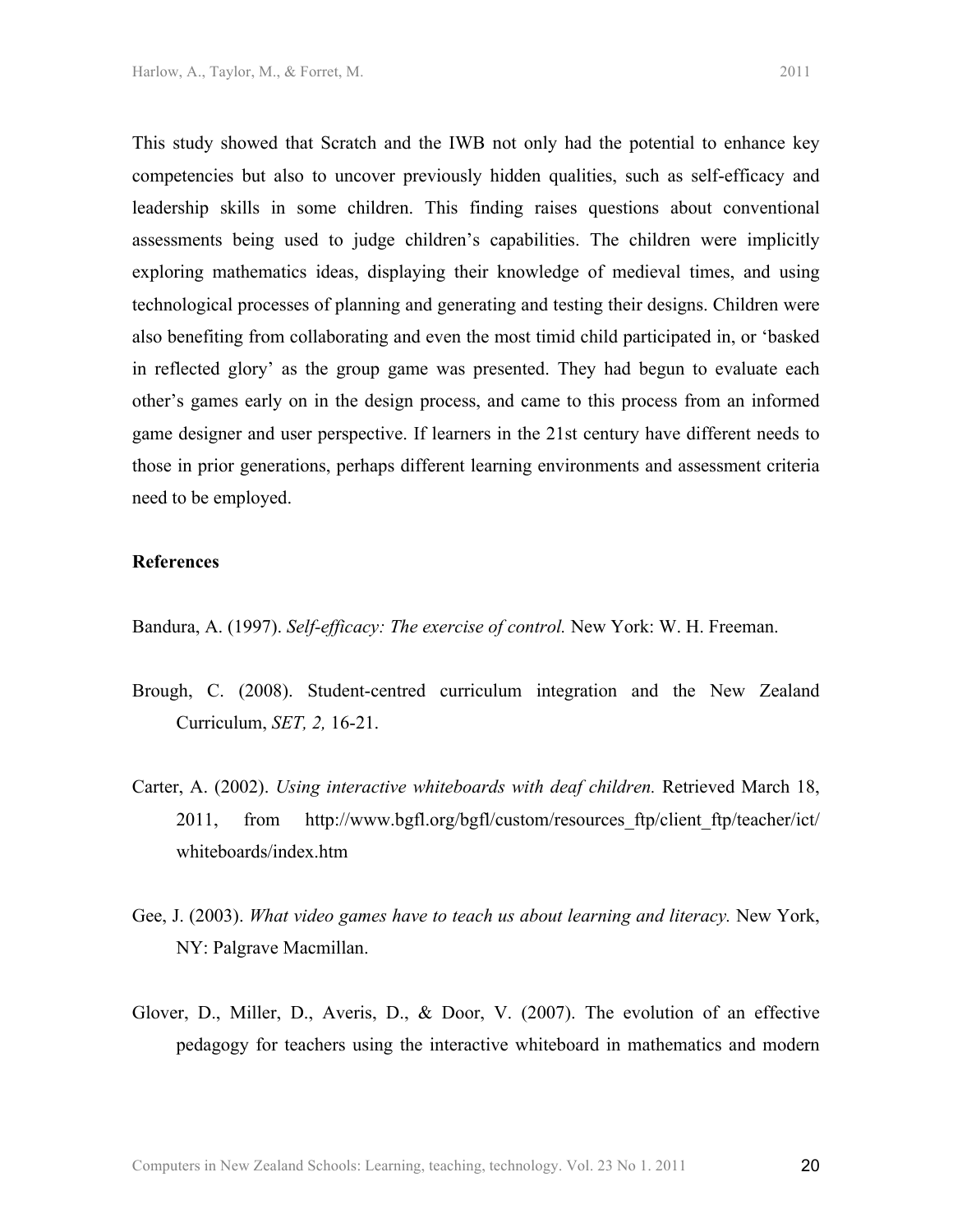This study showed that Scratch and the IWB not only had the potential to enhance key competencies but also to uncover previously hidden qualities, such as self-efficacy and leadership skills in some children. This finding raises questions about conventional assessments being used to judge children's capabilities. The children were implicitly exploring mathematics ideas, displaying their knowledge of medieval times, and using technological processes of planning and generating and testing their designs. Children were also benefiting from collaborating and even the most timid child participated in, or 'basked in reflected glory' as the group game was presented. They had begun to evaluate each other's games early on in the design process, and came to this process from an informed game designer and user perspective. If learners in the 21st century have different needs to those in prior generations, perhaps different learning environments and assessment criteria need to be employed.

**References**

Bandura, A. (1997). *Self-efficacy: The exercise of control.* New York: W. H. Freeman.

Brough, C. (2008). Student-centred curriculum integration and the New Zealand Curriculum, *SET, 2,* 16-21.

Carter, A. (2002). *Using interactive whiteboards with deaf children.* Retrieved March 18, 2011, from http://www.bgfl.org/bgfl/custom/resources_ftp/client_ftp/teacher/ict/whiteboards/index.htm

Gee, J. (2003). *What video games have to teach us about learning and literacy.* New York, NY: Palgrave Macmillan.

Glover, D., Miller, D., Averis, D., & Door, V. (2007). The evolution of an effective pedagogy for teachers using the interactive whiteboard in mathematics and modern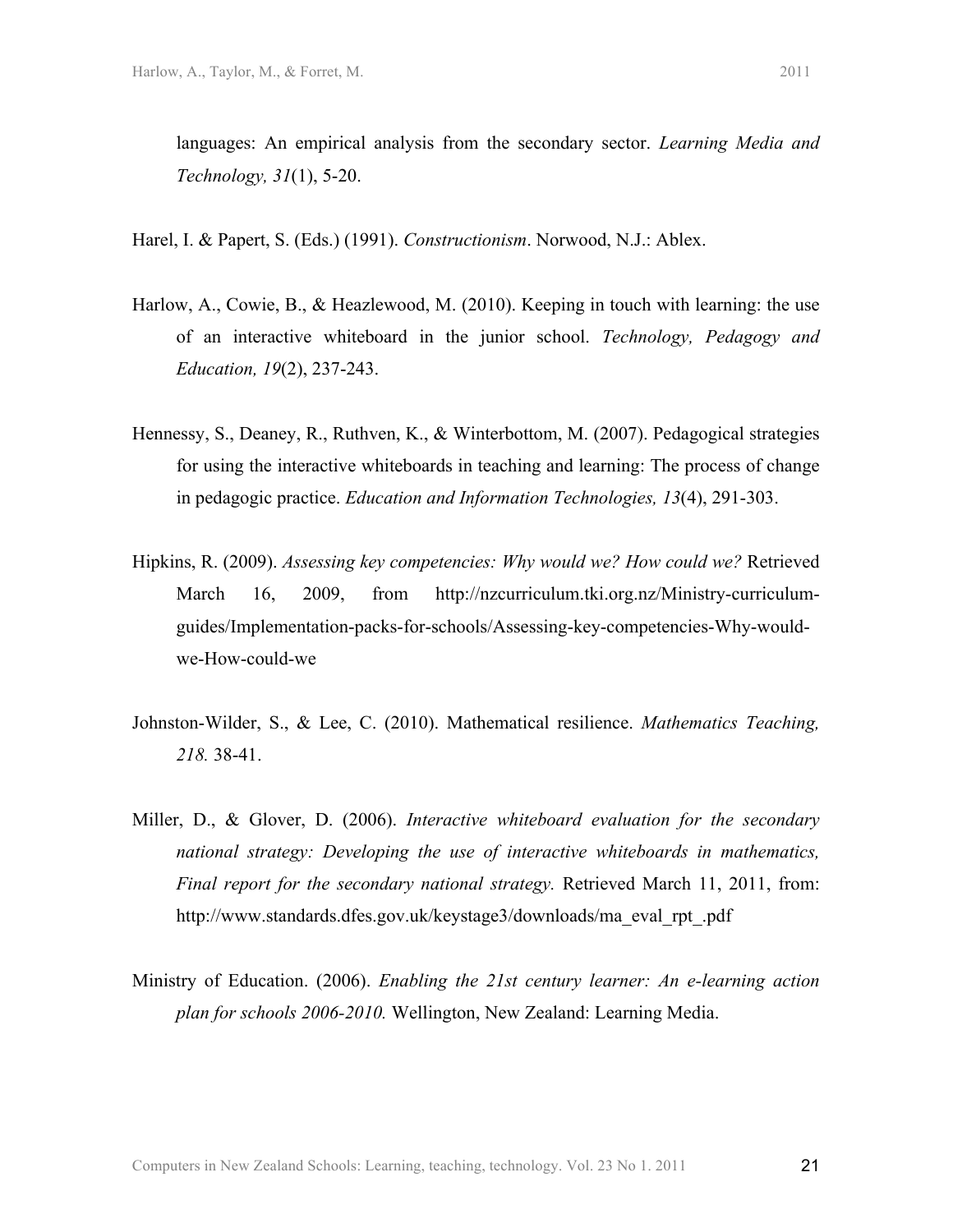languages: An empirical analysis from the secondary sector. *Learning Media and Technology, 31*(1), 5-20.

Harel, I. & Papert, S. (Eds.) (1991). *Constructionism*. Norwood, N.J.: Ablex.

Harlow, A., Cowie, B., & Heazlewood, M. (2010). Keeping in touch with learning: the use of an interactive whiteboard in the junior school. *Technology, Pedagogy and Education, 19*(2), 237-243.

Hennessy, S., Deaney, R., Ruthven, K., & Winterbottom, M. (2007). Pedagogical strategies for using the interactive whiteboards in teaching and learning: The process of change in pedagogic practice. *Education and Information Technologies, 13*(4), 291-303.

Hipkins, R. (2009). *Assessing key competencies: Why would we? How could we?* Retrieved March 16, 2009, from http://nzcurriculum.tki.org.nz/Ministry-curriculum-guides/Implementation-packs-for-schools/Assessing-key-competencies-Why-would-we-How-could-we

Johnston-Wilder, S., & Lee, C. (2010). Mathematical resilience. *Mathematics Teaching, 218.* 38-41.

Miller, D., & Glover, D. (2006). *Interactive whiteboard evaluation for the secondary national strategy: Developing the use of interactive whiteboards in mathematics, Final report for the secondary national strategy.* Retrieved March 11, 2011, from: http://www.standards.dfes.gov.uk/keystage3/downloads/ma_eval_rpt_.pdf

Ministry of Education. (2006). *Enabling the 21st century learner: An e-learning action plan for schools 2006-2010.* Wellington, New Zealand: Learning Media.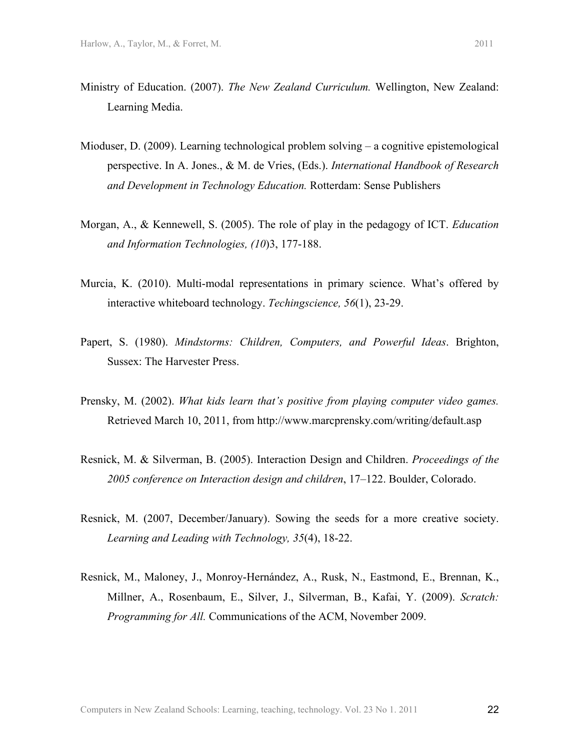Ministry of Education. (2007). *The New Zealand Curriculum.* Wellington, New Zealand: Learning Media.

Mioduser, D. (2009). Learning technological problem solving – a cognitive epistemological perspective. In A. Jones., & M. de Vries, (Eds.). *International Handbook of Research and Development in Technology Education.* Rotterdam: Sense Publishers

Morgan, A., & Kennewell, S. (2005). The role of play in the pedagogy of ICT. *Education and Information Technologies, (10)*3, 177-188.

Murcia, K. (2010). Multi-modal representations in primary science. What's offered by interactive whiteboard technology. *Techingscience, 56*(1), 23-29.

Papert, S. (1980). *Mindstorms: Children, Computers, and Powerful Ideas*. Brighton, Sussex: The Harvester Press.

Prensky, M. (2002). *What kids learn that's positive from playing computer video games.* Retrieved March 10, 2011, from http://www.marcprensky.com/writing/default.asp

Resnick, M. & Silverman, B. (2005). Interaction Design and Children. *Proceedings of the 2005 conference on Interaction design and children*, 17–122. Boulder, Colorado.

Resnick, M. (2007, December/January). Sowing the seeds for a more creative society. *Learning and Leading with Technology, 35*(4), 18-22.

Resnick, M., Maloney, J., Monroy-Hernández, A., Rusk, N., Eastmond, E., Brennan, K., Millner, A., Rosenbaum, E., Silver, J., Silverman, B., Kafai, Y. (2009). *Scratch: Programming for All.* Communications of the ACM, November 2009.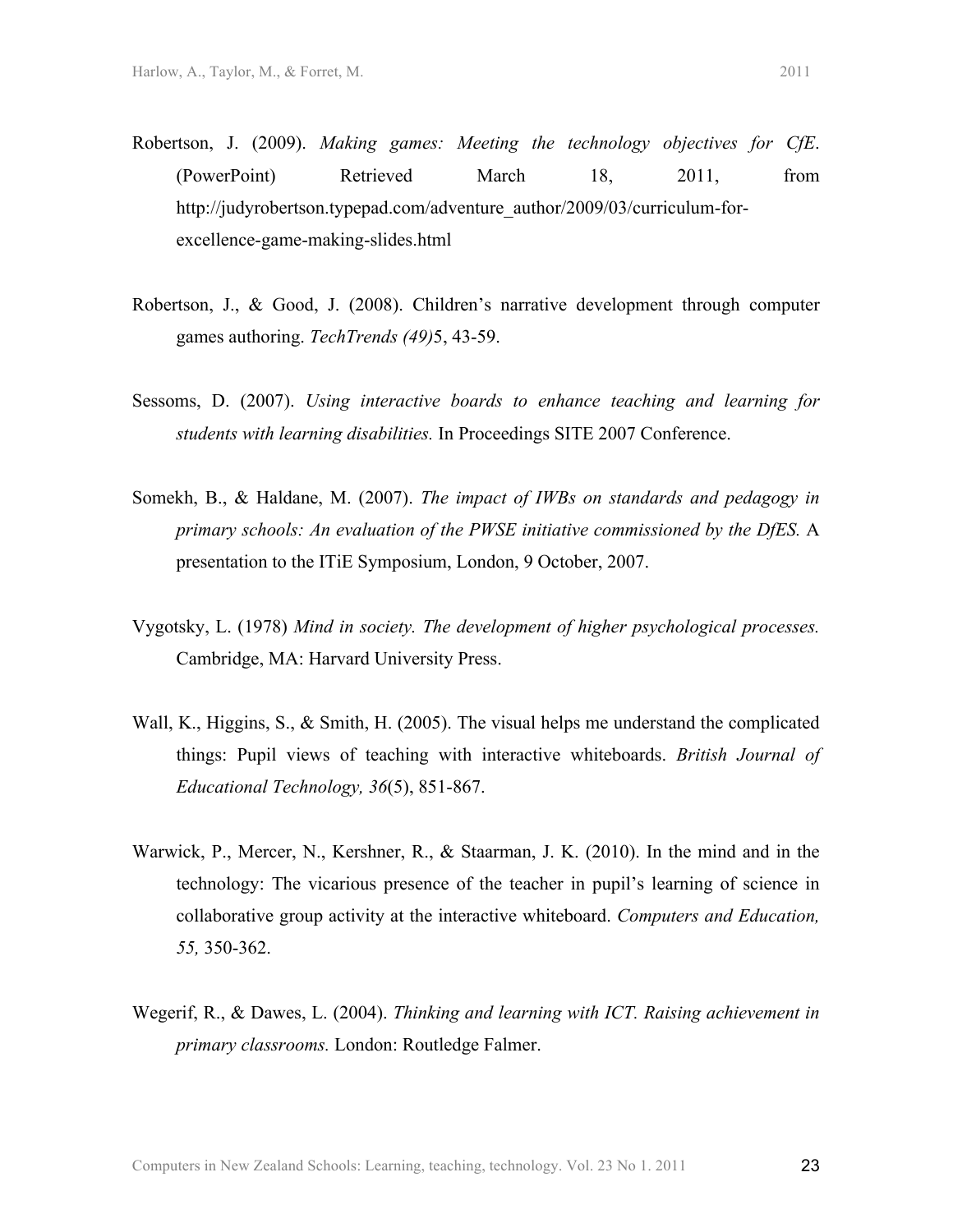Robertson, J. (2009). *Making games: Meeting the technology objectives for CfE*. (PowerPoint) Retrieved March 18, 2011, from http://judyrobertson.typepad.com/adventure_author/2009/03/curriculum-for-excellence-game-making-slides.html

Robertson, J., & Good, J. (2008). Children's narrative development through computer games authoring. *TechTrends (49)*5, 43-59.

Sessoms, D. (2007). *Using interactive boards to enhance teaching and learning for students with learning disabilities.* In Proceedings SITE 2007 Conference.

Somekh, B., & Haldane, M. (2007). *The impact of IWBs on standards and pedagogy in primary schools: An evaluation of the PWSE initiative commissioned by the DfES.* A presentation to the ITiE Symposium, London, 9 October, 2007.

Vygotsky, L. (1978) *Mind in society. The development of higher psychological processes.* Cambridge, MA: Harvard University Press.

Wall, K., Higgins, S., & Smith, H. (2005). The visual helps me understand the complicated things: Pupil views of teaching with interactive whiteboards. *British Journal of Educational Technology, 36*(5), 851-867.

Warwick, P., Mercer, N., Kershner, R., & Staarman, J. K. (2010). In the mind and in the technology: The vicarious presence of the teacher in pupil's learning of science in collaborative group activity at the interactive whiteboard. *Computers and Education, 55,* 350-362.

Wegerif, R., & Dawes, L. (2004). *Thinking and learning with ICT. Raising achievement in primary classrooms.* London: Routledge Falmer.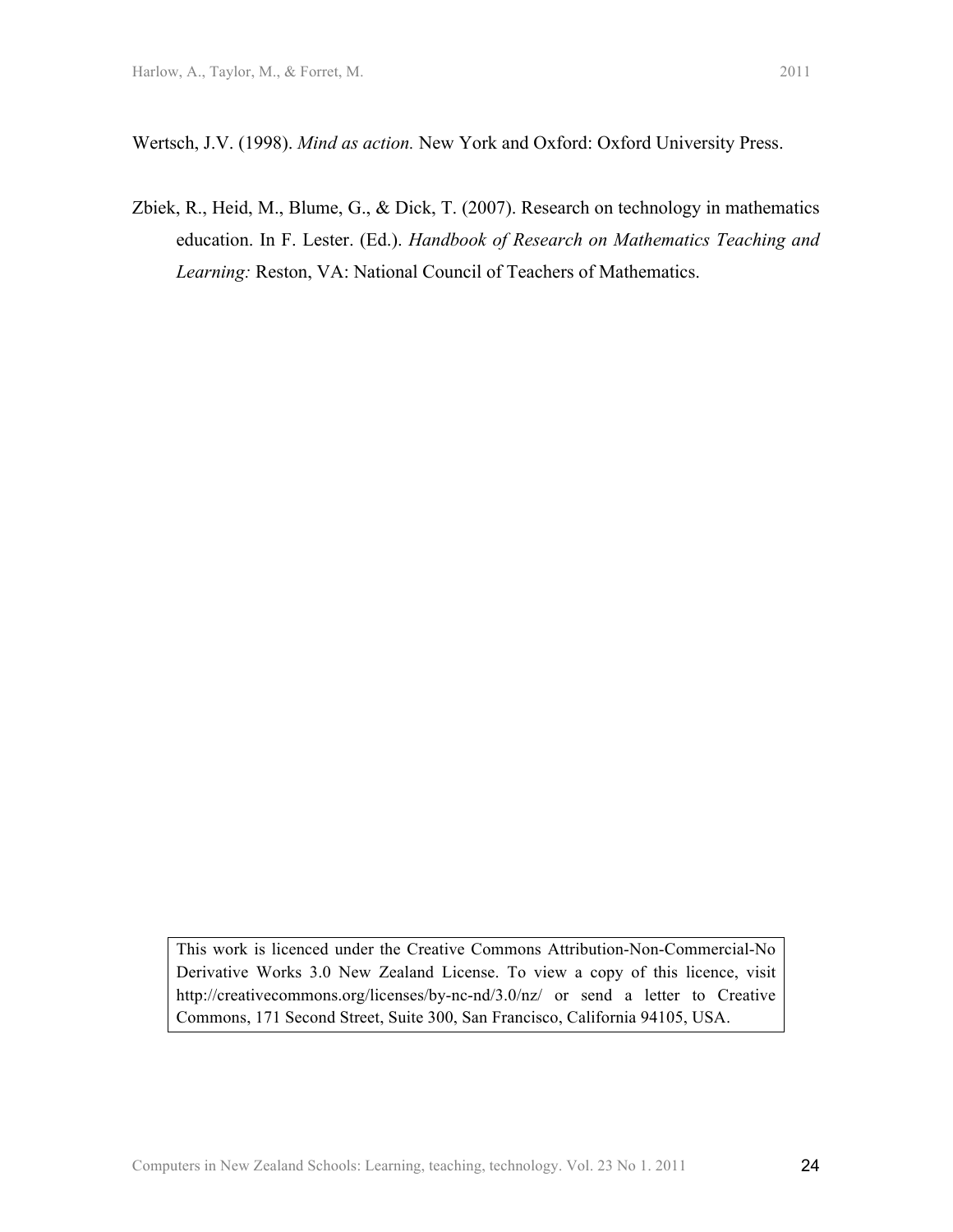Wertsch, J.V. (1998). *Mind as action.* New York and Oxford: Oxford University Press.

Zbiek, R., Heid, M., Blume, G., & Dick, T. (2007). Research on technology in mathematics education. In F. Lester. (Ed.). *Handbook of Research on Mathematics Teaching and Learning:* Reston, VA: National Council of Teachers of Mathematics.

This work is licenced under the Creative Commons Attribution-Non-Commercial-No Derivative Works 3.0 New Zealand License. To view a copy of this licence, visit http://creativecommons.org/licenses/by-nc-nd/3.0/nz/ or send a letter to Creative Commons, 171 Second Street, Suite 300, San Francisco, California 94105, USA.